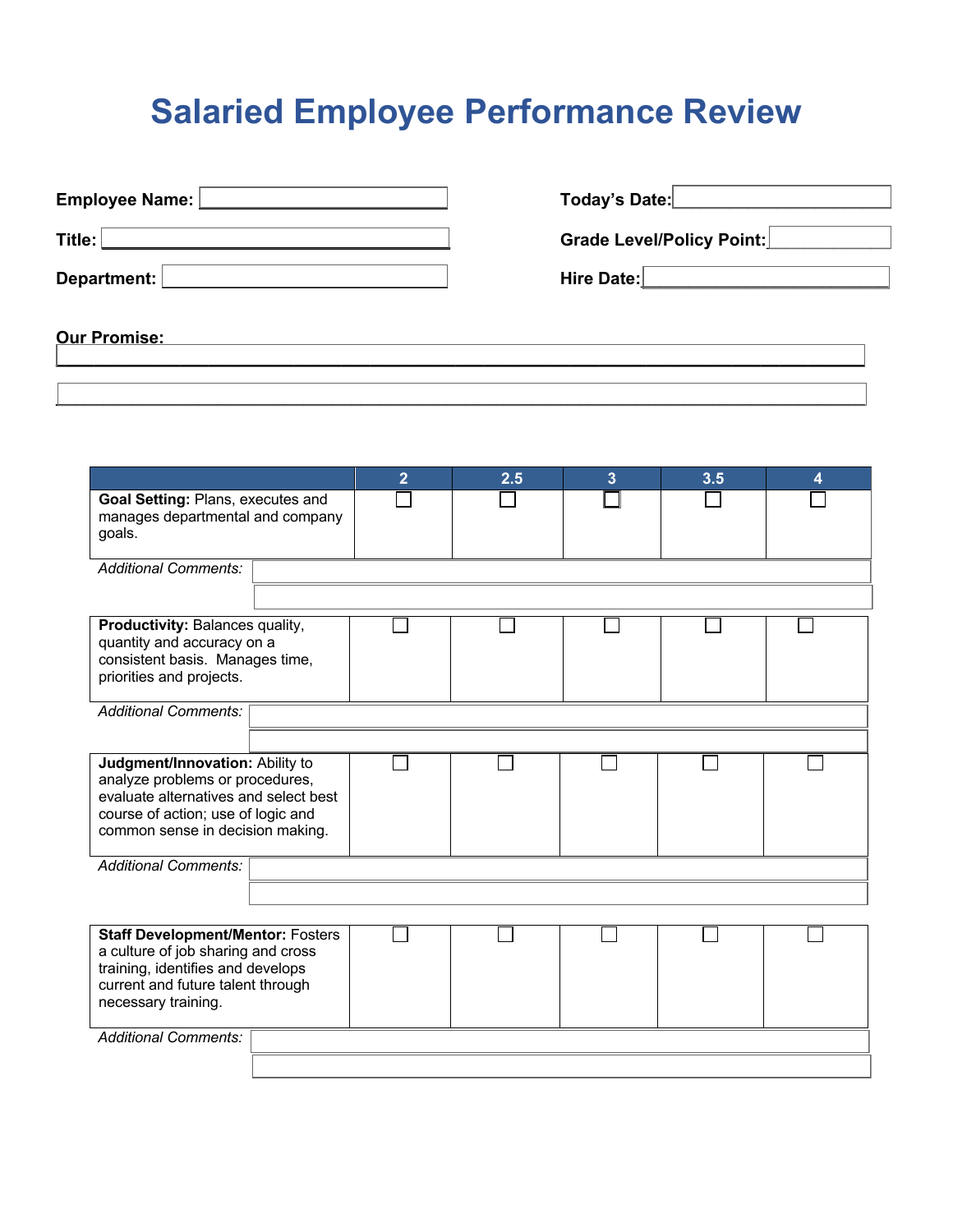# Salaried Employee Performance Review

**Employee Name:** ____________________

**Title:** ____________________

**Department:** ____________________

**Today's Date:** ____________________

**Grade Level/Policy Point:** ____________________

**Hire Date:** ____________________

**Our Promise:**

______________________________________________________________________

______________________________________________________________________

| | 2 | 2.5 | 3 | 3.5 | 4 |
|---|---|---|---|---|---|
| **Goal Setting:** Plans, executes and manages departmental and company goals. | ☐ | ☐ | ☐ | ☐ | ☐ |
| *Additional Comments:* | | | | | |
| **Productivity:** Balances quality, quantity and accuracy on a consistent basis. Manages time, priorities and projects. | ☐ | ☐ | ☐ | ☐ | ☐ |
| *Additional Comments:* | | | | | |
| **Judgment/Innovation:** Ability to analyze problems or procedures, evaluate alternatives and select best course of action; use of logic and common sense in decision making. | ☐ | ☐ | ☐ | ☐ | ☐ |
| *Additional Comments:* | | | | | |
| **Staff Development/Mentor:** Fosters a culture of job sharing and cross training, identifies and develops current and future talent through necessary training. | ☐ | ☐ | ☐ | ☐ | ☐ |
| *Additional Comments:* | | | | | |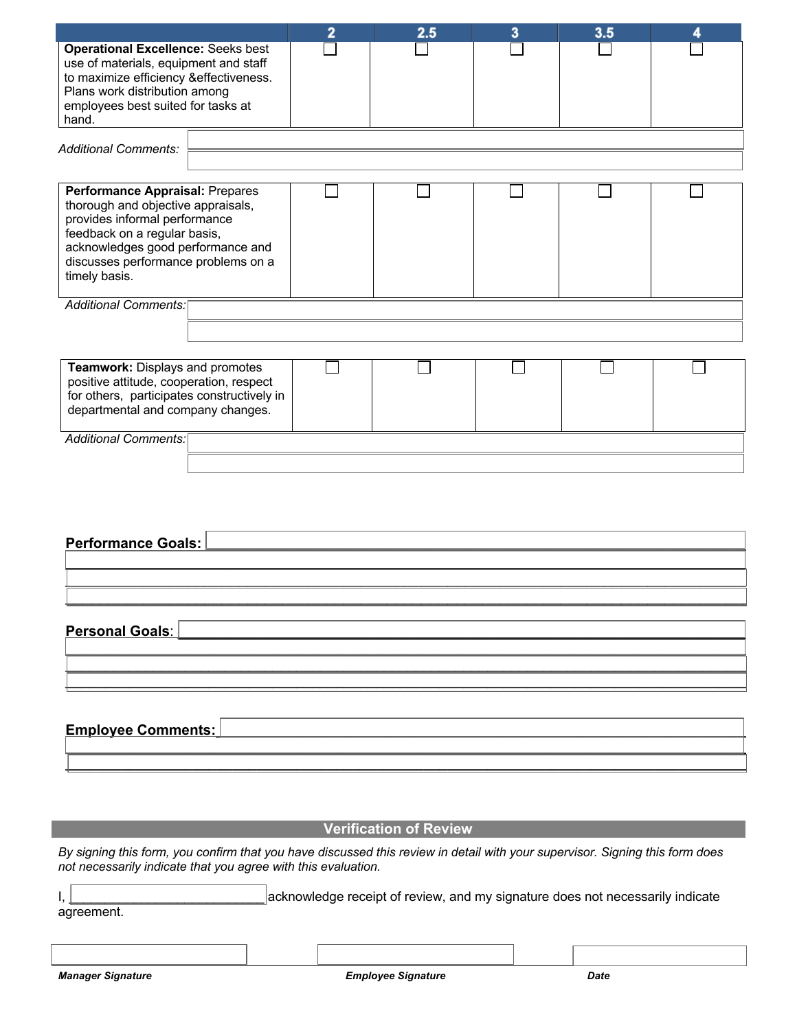| | 2 | 2.5 | 3 | 3.5 | 4 |
|---|---|---|---|---|---|
| **Operational Excellence:** Seeks best use of materials, equipment and staff to maximize efficiency &effectiveness. Plans work distribution among employees best suited for tasks at hand. | ☐ | ☐ | ☐ | ☐ | ☐ |

*Additional Comments:*

| | 2 | 2.5 | 3 | 3.5 | 4 |
|---|---|---|---|---|---|
| **Performance Appraisal:** Prepares thorough and objective appraisals, provides informal performance feedback on a regular basis, acknowledges good performance and discusses performance problems on a timely basis. | ☐ | ☐ | ☐ | ☐ | ☐ |

*Additional Comments:*

| | 2 | 2.5 | 3 | 3.5 | 4 |
|---|---|---|---|---|---|
| **Teamwork:** Displays and promotes positive attitude, cooperation, respect for others, participates constructively in departmental and company changes. | ☐ | ☐ | ☐ | ☐ | ☐ |

*Additional Comments:*

**Performance Goals:**

**Personal Goals**:

**Employee Comments:**

## Verification of Review

*By signing this form, you confirm that you have discussed this review in detail with your supervisor. Signing this form does not necessarily indicate that you agree with this evaluation.*

I, ____________________________ acknowledge receipt of review, and my signature does not necessarily indicate agreement.

| | | |
|---|---|---|
| ***Manager Signature*** | ***Employee Signature*** | ***Date*** |